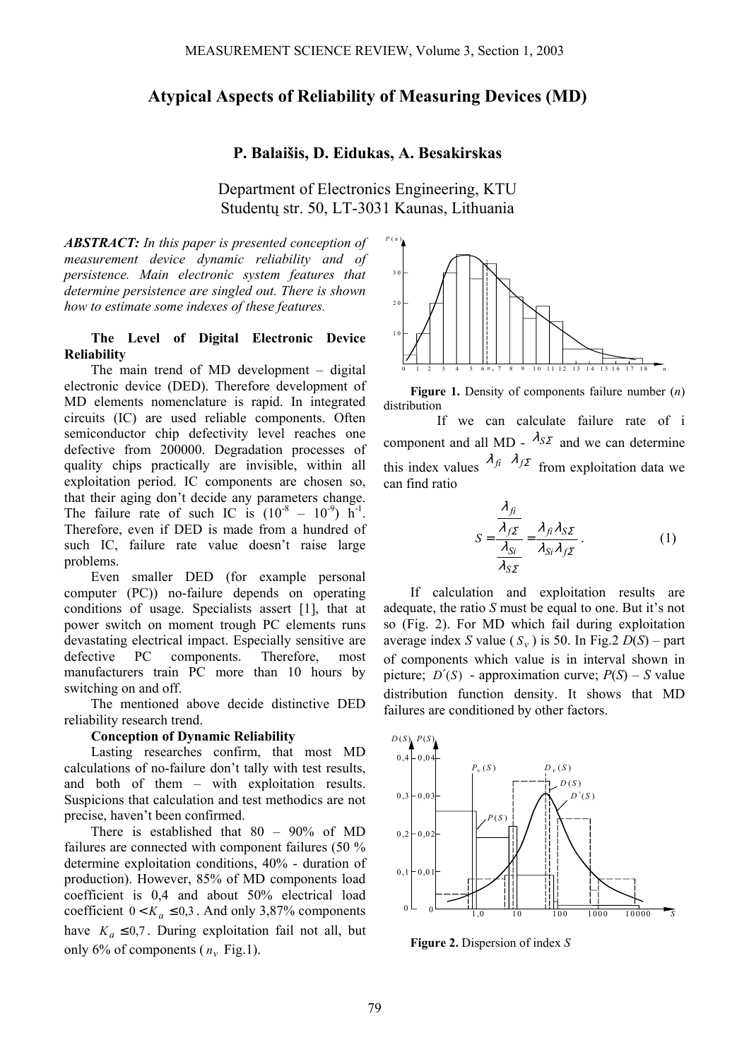# Atypical Aspects of Reliability of Measuring Devices (MD)

## P. Balaišis, D. Eidukas, A. Besakirskas

Department of Electronics Engineering, KTU
Studentų str. 50, LT-3031 Kaunas, Lithuania

***ABSTRACT:*** *In this paper is presented conception of measurement device dynamic reliability and of persistence. Main electronic system features that determine persistence are singled out. There is shown how to estimate some indexes of these features.*

### The Level of Digital Electronic Device Reliability

The main trend of MD development – digital electronic device (DED). Therefore development of MD elements nomenclature is rapid. In integrated circuits (IC) are used reliable components. Often semiconductor chip defectivity level reaches one defective from 200000. Degradation processes of quality chips practically are invisible, within all exploitation period. IC components are chosen so, that their aging don't decide any parameters change. The failure rate of such IC is $(10^{-8} - 10^{-9})$ $h^{-1}$. Therefore, even if DED is made from a hundred of such IC, failure rate value doesn't raise large problems.

Even smaller DED (for example personal computer (PC)) no-failure depends on operating conditions of usage. Specialists assert [1], that at power switch on moment trough PC elements runs devastating electrical impact. Especially sensitive are defective PC components. Therefore, most manufacturers train PC more than 10 hours by switching on and off.

The mentioned above decide distinctive DED reliability research trend.

### Conception of Dynamic Reliability

Lasting researches confirm, that most MD calculations of no-failure don't tally with test results, and both of them – with exploitation results. Suspicions that calculation and test methodics are not precise, haven't been confirmed.

There is established that 80 – 90% of MD failures are connected with component failures (50 % determine exploitation conditions, 40% - duration of production). However, 85% of MD components load coefficient is 0,4 and about 50% electrical load coefficient $0 < K_a \leq 0{,}3$. And only 3,87% components have $K_a \leq 0{,}7$. During exploitation fail not all, but only 6% of components ($n_v$ Fig.1).

**Figure 1.** Density of components failure number ($n$) distribution

If we can calculate failure rate of i component and all MD - $\lambda_{S\Sigma}$ and we can determine this index values $\lambda_{fi}$ $\lambda_{f\Sigma}$ from exploitation data we can find ratio

$$S = \frac{\dfrac{\lambda_{fi}}{\lambda_{f\Sigma}}}{\dfrac{\lambda_{Si}}{\lambda_{S\Sigma}}} = \frac{\lambda_{fi}\lambda_{S\Sigma}}{\lambda_{Si}\lambda_{f\Sigma}}. \quad (1)$$

If calculation and exploitation results are adequate, the ratio $S$ must be equal to one. But it's not so (Fig. 2). For MD which fail during exploitation average index $S$ value ($S_v$) is 50. In Fig.2 $D(S)$ – part of components which value is in interval shown in picture; $D'(S)$ - approximation curve; $P(S)$ – $S$ value distribution function density. It shows that MD failures are conditioned by other factors.

**Figure 2.** Dispersion of index $S$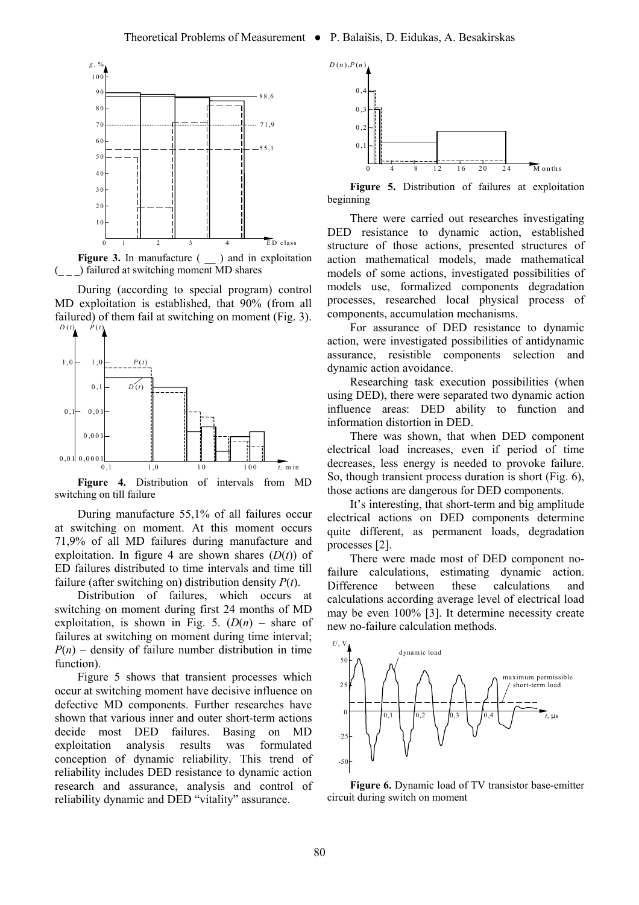g, %

100

90

80

70

60

50

40

30

20

10

0 1 2 3 4 ED class

88,6

71,9

55,1

**Figure 3.** In manufacture ( __ ) and in exploitation (_ _ _) failured at switching moment MD shares

During (according to special program) control MD exploitation is established, that 90% (from all failured) of them fail at switching on moment (Fig. 3).

$D(t)$ $P(t)$

1,0 1,0

0,1

0,1 0,01

0,001

0,01 0,0001

0,1 1,0 10 100 $t$, min

$P(t)$

$D(t)$

**Figure 4.** Distribution of intervals from MD switching on till failure

During manufacture 55,1% of all failures occur at switching on moment. At this moment occurs 71,9% of all MD failures during manufacture and exploitation. In figure 4 are shown shares ($D(t)$) of ED failures distributed to time intervals and time till failure (after switching on) distribution density $P(t)$.

Distribution of failures, which occurs at switching on moment during first 24 months of MD exploitation, is shown in Fig. 5. ($D(n)$ – share of failures at switching on moment during time interval; $P(n)$ – density of failure number distribution in time function).

Figure 5 shows that transient processes which occur at switching moment have decisive influence on defective MD components. Further researches have shown that various inner and outer short-term actions decide most DED failures. Basing on MD exploitation analysis results was formulated conception of dynamic reliability. This trend of reliability includes DED resistance to dynamic action research and assurance, analysis and control of reliability dynamic and DED "vitality" assurance.

$D(n), P(n)$

0,4

0,3

0,2

0,1

0 4 8 12 16 20 24 Months

**Figure 5.** Distribution of failures at exploitation beginning

There were carried out researches investigating DED resistance to dynamic action, established structure of those actions, presented structures of action mathematical models, made mathematical models of some actions, investigated possibilities of models use, formalized components degradation processes, researched local physical process of components, accumulation mechanisms.

For assurance of DED resistance to dynamic action, were investigated possibilities of antidynamic assurance, resistible components selection and dynamic action avoidance.

Researching task execution possibilities (when using DED), there were separated two dynamic action influence areas: DED ability to function and information distortion in DED.

There was shown, that when DED component electrical load increases, even if period of time decreases, less energy is needed to provoke failure. So, though transient process duration is short (Fig. 6), those actions are dangerous for DED components.

It's interesting, that short-term and big amplitude electrical actions on DED components determine quite different, as permanent loads, degradation processes [2].

There were made most of DED component no-failure calculations, estimating dynamic action. Difference between these calculations and calculations according average level of electrical load may be even 100% [3]. It determine necessity create new no-failure calculation methods.

$U$, V

dynamic load

50

25

0

-25

-50

0,1 0,2 0,3 0,4 $t$, μs

maximum permissible short-term load

**Figure 6.** Dynamic load of TV transistor base-emitter circuit during switch on moment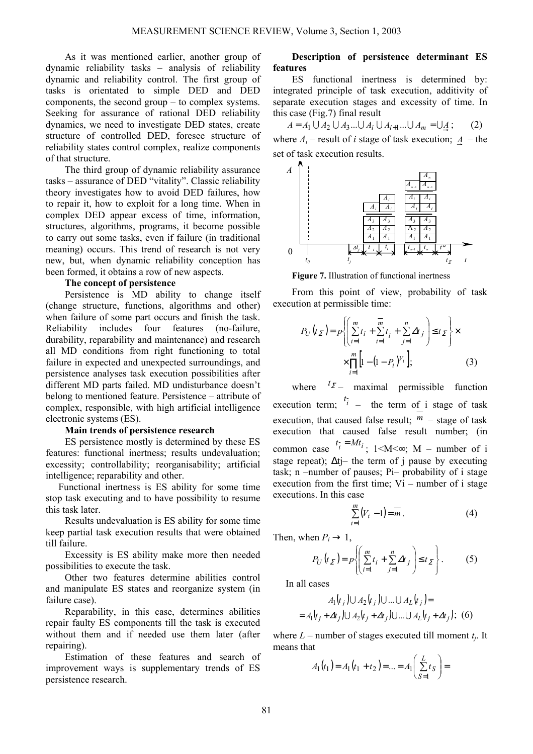As it was mentioned earlier, another group of dynamic reliability tasks – analysis of reliability dynamic and reliability control. The first group of tasks is orientated to simple DED and DED components, the second group – to complex systems. Seeking for assurance of rational DED reliability dynamics, we need to investigate DED states, create structure of controlled DED, foresee structure of reliability states control complex, realize components of that structure.

The third group of dynamic reliability assurance tasks – assurance of DED "vitality". Classic reliability theory investigates how to avoid DED failures, how to repair it, how to exploit for a long time. When in complex DED appear excess of time, information, structures, algorithms, programs, it become possible to carry out some tasks, even if failure (in traditional meaning) occurs. This trend of research is not very new, but, when dynamic reliability conception has been formed, it obtains a row of new aspects.

**The concept of persistence**

Persistence is MD ability to change itself (change structure, functions, algorithms and other) when failure of some part occurs and finish the task. Reliability includes four features (no-failure, durability, reparability and maintenance) and research all MD conditions from right functioning to total failure in expected and unexpected surroundings, and persistence analyses task execution possibilities after different MD parts failed. MD undisturbance doesn't belong to mentioned feature. Persistence – attribute of complex, responsible, with high artificial intelligence electronic systems (ES).

**Main trends of persistence research**

ES persistence mostly is determined by these ES features: functional inertness; results undevaluation; excessity; controllability; reorganisability; artificial intelligence; reparability and other.

Functional inertness is ES ability for some time stop task executing and to have possibility to resume this task later.

Results undevaluation is ES ability for some time keep partial task execution results that were obtained till failure.

Excessity is ES ability make more then needed possibilities to execute the task.

Other two features determine abilities control and manipulate ES states and reorganize system (in failure case).

Reparability, in this case, determines abilities repair faulty ES components till the task is executed without them and if needed use them later (after repairing).

Estimation of these features and search of improvement ways is supplementary trends of ES persistence research.

**Description of persistence determinant ES features**

ES functional inertness is determined by: integrated principle of task execution, additivity of separate execution stages and excessity of time. In this case (Fig.7) final result

$$A = A_1 \cup A_2 \cup A_3 ... \cup A_i \cup A_{i+1} ... \cup A_m = \cup \underset{\rightarrow}{A}; \qquad (2)$$

where $A_i$ – result of $i$ stage of task execution; $\underset{\rightarrow}{A}$ – the set of task execution results.

A
0
$A_m$
$A_{m-1}$ $A_{m-1}$
$A_i$
$A_i$ $A_i$
$A_i$ $A_i$
$A_i$ $A_i$
$A_3$ $A_3$
$A_2$ $A_2$
$A_1$ $A_1$
$A_3$ $A_3$
$A_2$ $A_2$
$A_1$ $A_1$
$t_0$ $t_j$ $\Delta t_j$ $t_i$ $t_i$ $t_{m-1}$ $t_m$ $t''$ $t_\Sigma$ $t$

**Figure 7.** Illustration of functional inertness

From this point of view, probability of task execution at permissible time:

$$P_U(t_\Sigma) = p\left\{\left(\sum_{i=1}^{m} t_i + \sum_{i=1}^{\overline{m}} t_{\bar{i}} + \sum_{j=1}^{n} \Delta t_j\right) \le t_\Sigma\right\} \times \times \prod_{i=1}^{m}\left[1-(1-P_i)^{V_i}\right]; \qquad (3)$$

where $t_\Sigma$ – maximal permissible function execution term; $t_{\bar{i}}$ – the term of i stage of task execution, that caused false result; $\overline{m}$ – stage of task execution that caused false result number; (in common case $t_{\bar{i}} = Mt_i$; 1<M<∞; M – number of i stage repeat); $\Delta t_j$– the term of j pause by executing task; n –number of pauses; $P_i$– probability of i stage execution from the first time; $V_i$ – number of i stage executions. In this case

$$\sum_{i=1}^{m}(V_i - 1) = \overline{m}. \qquad (4)$$

Then, when $P_i \to 1$,

$$P_U(t_\Sigma) = p\left\{\left(\sum_{i=1}^{m} t_i + \sum_{j=1}^{n} \Delta t_j\right) \le t_\Sigma\right\}. \qquad (5)$$

In all cases

$$A_1(t_j) \cup A_2(t_j) \cup ... \cup A_L(t_j) = = A_1(t_j + \Delta t_j) \cup A_2(t_j + \Delta t_j) \cup ... \cup A_L(t_j + \Delta t_j); \quad (6)$$

where $L$ – number of stages executed till moment $t_j$. It means that

$$A_1(t_1) = A_1(t_1 + t_2) = ... = A_1\left(\sum_{S=1}^{L} t_S\right) =$$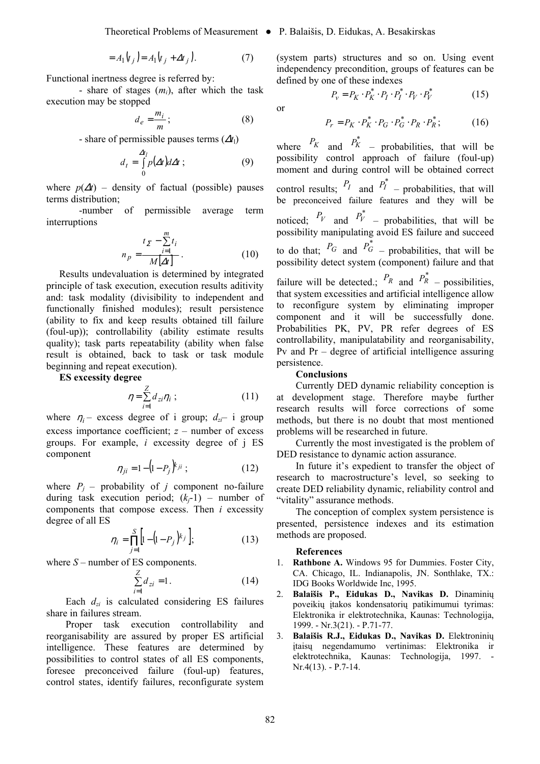$$= A_1(t_j) = A_1(t_j + \Delta t_j). \quad (7)$$

Functional inertness degree is referred by:

- share of stages ($m_i$), after which the task execution may be stopped

$$d_e = \frac{m_i}{m}; \quad (8)$$

- share of permissible pauses terms ($\Delta t_l$)

$$d_t = \int_0^{\Delta t_l} p(\Delta t) d\Delta t; \quad (9)$$

where $p(\Delta t)$ – density of factual (possible) pauses terms distribution;

-number of permissible average term interruptions

$$n_p = \frac{t_\Sigma - \sum_{i=1}^{m} t_i}{M[\Delta t]}. \quad (10)$$

Results undevaluation is determined by integrated principle of task execution, execution results aditivity and: task modality (divisibility to independent and functionally finished modules); result persistence (ability to fix and keep results obtained till failure (foul-up)); controllability (ability estimate results quality); task parts repeatability (ability when false result is obtained, back to task or task module beginning and repeat execution).

**ES excessity degree**

$$\eta = \sum_{i=1}^{Z} d_{zi} \eta_i; \quad (11)$$

where $\eta_i$ – excess degree of i group; $d_{zi}$ – i group excess importance coefficient; $z$ – number of excess groups. For example, $i$ excessity degree of j ES component

$$\eta_{ji} = 1 - (1 - P_j)^{k_{ji}}; \quad (12)$$

where $P_j$ – probability of $j$ component no-failure during task execution period; ($k_j$-1) – number of components that compose excess. Then $i$ excessity degree of all ES

$$\eta_i = \prod_{j=1}^{S} \left[1 - (1 - P_j)^{k_j}\right]; \quad (13)$$

where $S$ – number of ES components.

$$\sum_{i=1}^{Z} d_{zi} = 1. \quad (14)$$

Each $d_{zi}$ is calculated considering ES failures share in failures stream.

Proper task execution controllability and reorganisability are assured by proper ES artificial intelligence. These features are determined by possibilities to control states of all ES components, foresee preconceived failure (foul-up) features, control states, identify failures, reconfigurate system (system parts) structures and so on. Using event independency precondition, groups of features can be defined by one of these indexes

$$P_v = P_K \cdot P_K^* \cdot P_I \cdot P_I^* \cdot P_V \cdot P_V^* \quad (15)$$

or

$$P_r = P_K \cdot P_K^* \cdot P_G \cdot P_G^* \cdot P_R \cdot P_R^*; \quad (16)$$

where $P_K$ and $P_K^*$ – probabilities, that will be possibility control approach of failure (foul-up) moment and during control will be obtained correct control results; $P_I$ and $P_I^*$ – probabilities, that will be preconceived failure features and they will be noticed; $P_V$ and $P_V^*$ – probabilities, that will be possibility manipulating avoid ES failure and succeed to do that; $P_G$ and $P_G^*$ – probabilities, that will be possibility detect system (component) failure and that failure will be detected.; $P_R$ and $P_R^*$ – possibilities, that system excessities and artificial intelligence allow to reconfigure system by eliminating improper component and it will be successfully done. Probabilities PK, PV, PR refer degrees of ES controllability, manipulatability and reorganisability, Pv and Pr – degree of artificial intelligence assuring persistence.

## Conclusions

Currently DED dynamic reliability conception is at development stage. Therefore maybe further research results will force corrections of some methods, but there is no doubt that most mentioned problems will be researched in future.

Currently the most investigated is the problem of DED resistance to dynamic action assurance.

In future it's expedient to transfer the object of research to macrostructure's level, so seeking to create DED reliability dynamic, reliability control and "vitality" assurance methods.

The conception of complex system persistence is presented, persistence indexes and its estimation methods are proposed.

## References

1. **Rathbone A.** Windows 95 for Dummies. Foster City, CA. Chicago, IL. Indianapolis, JN. Sonthlake, TX.: IDG Books Worldwide Inc, 1995.
2. **Balaišis P., Eidukas D., Navikas D.** Dinaminių poveikių įtakos kondensatorių patikimumui tyrimas: Elektronika ir elektrotechnika, Kaunas: Technologija, 1999. - Nr.3(21). - P.71-77.
3. **Balaišis R.J., Eidukas D., Navikas D.** Elektroninių įtaisų negendamumo vertinimas: Elektronika ir elektrotechnika, Kaunas: Technologija, 1997. - Nr.4(13). - P.7-14.